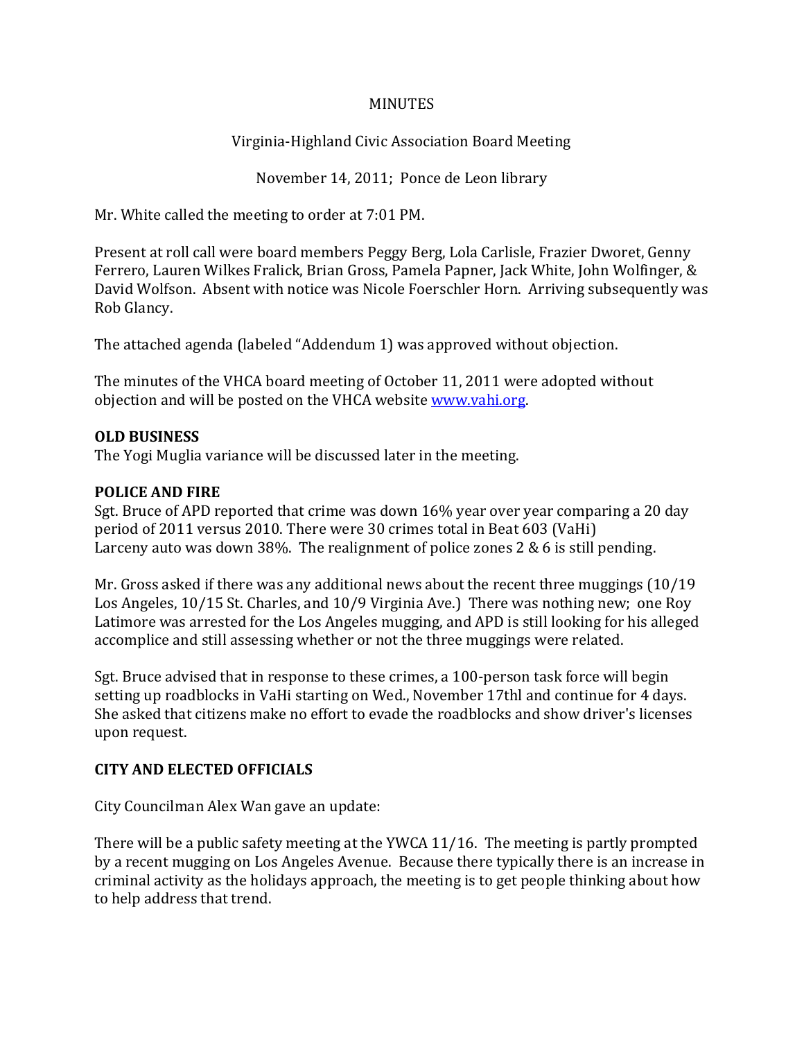MINUTES

Virginia-Highland Civic Association Board Meeting

November 14, 2011; Ponce de Leon library

Mr. White called the meeting to order at 7:01 PM.

Present at roll call were board members Peggy Berg, Lola Carlisle, Frazier Dworet, Genny Ferrero, Lauren Wilkes Fralick, Brian Gross, Pamela Papner, Jack White, John Wolfinger, & David Wolfson. Absent with notice was Nicole Foerschler Horn. Arriving subsequently was Rob Glancy.

The attached agenda (labeled "Addendum 1) was approved without objection.

The minutes of the VHCA board meeting of October 11, 2011 were adopted without objection and will be posted on the VHCA website www.vahi.org.

**OLD BUSINESS**

The Yogi Muglia variance will be discussed later in the meeting.

**POLICE AND FIRE**

Sgt. Bruce of APD reported that crime was down 16% year over year comparing a 20 day period of 2011 versus 2010. There were 30 crimes total in Beat 603 (VaHi) Larceny auto was down 38%. The realignment of police zones 2 & 6 is still pending.

Mr. Gross asked if there was any additional news about the recent three muggings (10/19 Los Angeles, 10/15 St. Charles, and 10/9 Virginia Ave.) There was nothing new; one Roy Latimore was arrested for the Los Angeles mugging, and APD is still looking for his alleged accomplice and still assessing whether or not the three muggings were related.

Sgt. Bruce advised that in response to these crimes, a 100-person task force will begin setting up roadblocks in VaHi starting on Wed., November 17thl and continue for 4 days. She asked that citizens make no effort to evade the roadblocks and show driver's licenses upon request.

**CITY AND ELECTED OFFICIALS**

City Councilman Alex Wan gave an update:

There will be a public safety meeting at the YWCA 11/16. The meeting is partly prompted by a recent mugging on Los Angeles Avenue. Because there typically there is an increase in criminal activity as the holidays approach, the meeting is to get people thinking about how to help address that trend.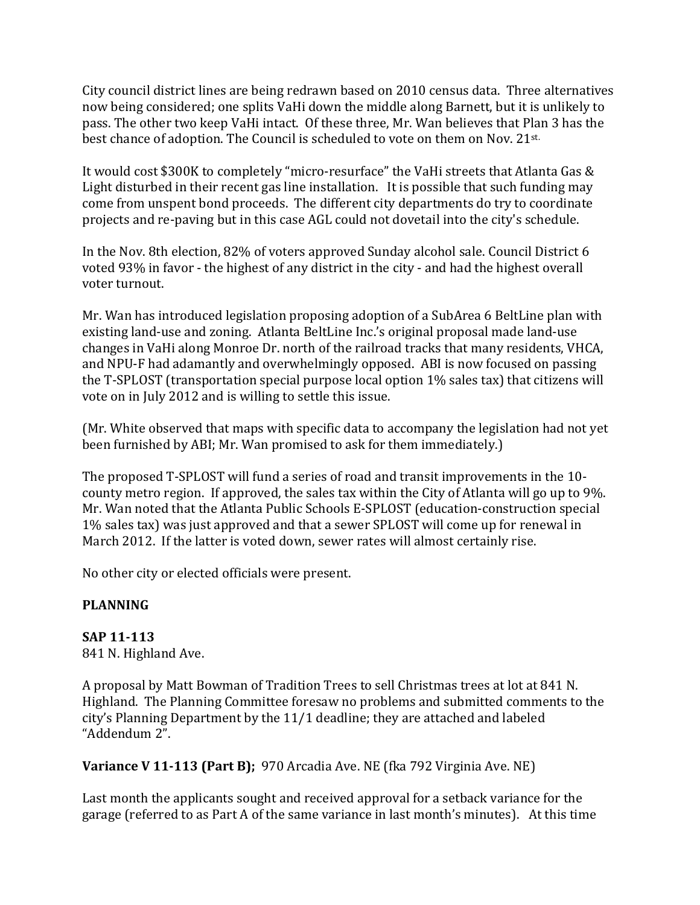City council district lines are being redrawn based on 2010 census data. Three alternatives now being considered; one splits VaHi down the middle along Barnett, but it is unlikely to pass. The other two keep VaHi intact. Of these three, Mr. Wan believes that Plan 3 has the best chance of adoption. The Council is scheduled to vote on them on Nov. 21st.

It would cost $300K to completely "micro-resurface" the VaHi streets that Atlanta Gas & Light disturbed in their recent gas line installation. It is possible that such funding may come from unspent bond proceeds. The different city departments do try to coordinate projects and re-paving but in this case AGL could not dovetail into the city's schedule.

In the Nov. 8th election, 82% of voters approved Sunday alcohol sale. Council District 6 voted 93% in favor - the highest of any district in the city - and had the highest overall voter turnout.

Mr. Wan has introduced legislation proposing adoption of a SubArea 6 BeltLine plan with existing land-use and zoning. Atlanta BeltLine Inc.'s original proposal made land-use changes in VaHi along Monroe Dr. north of the railroad tracks that many residents, VHCA, and NPU-F had adamantly and overwhelmingly opposed. ABI is now focused on passing the T-SPLOST (transportation special purpose local option 1% sales tax) that citizens will vote on in July 2012 and is willing to settle this issue.

(Mr. White observed that maps with specific data to accompany the legislation had not yet been furnished by ABI; Mr. Wan promised to ask for them immediately.)

The proposed T-SPLOST will fund a series of road and transit improvements in the 10-county metro region. If approved, the sales tax within the City of Atlanta will go up to 9%. Mr. Wan noted that the Atlanta Public Schools E-SPLOST (education-construction special 1% sales tax) was just approved and that a sewer SPLOST will come up for renewal in March 2012. If the latter is voted down, sewer rates will almost certainly rise.

No other city or elected officials were present.

**PLANNING**

**SAP 11-113**
841 N. Highland Ave.

A proposal by Matt Bowman of Tradition Trees to sell Christmas trees at lot at 841 N. Highland. The Planning Committee foresaw no problems and submitted comments to the city's Planning Department by the 11/1 deadline; they are attached and labeled "Addendum 2".

**Variance V 11-113 (Part B);** 970 Arcadia Ave. NE (fka 792 Virginia Ave. NE)

Last month the applicants sought and received approval for a setback variance for the garage (referred to as Part A of the same variance in last month's minutes). At this time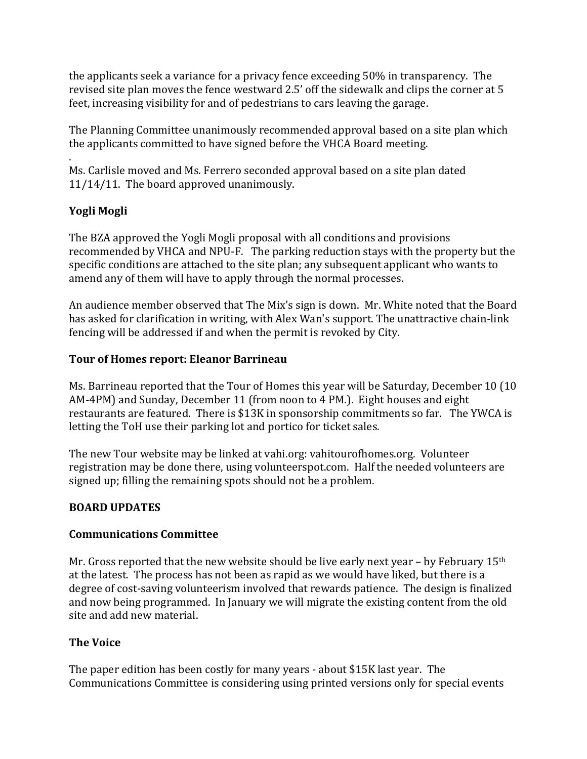the applicants seek a variance for a privacy fence exceeding 50% in transparency. The revised site plan moves the fence westward 2.5' off the sidewalk and clips the corner at 5 feet, increasing visibility for and of pedestrians to cars leaving the garage.

The Planning Committee unanimously recommended approval based on a site plan which the applicants committed to have signed before the VHCA Board meeting.

.
Ms. Carlisle moved and Ms. Ferrero seconded approval based on a site plan dated 11/14/11. The board approved unanimously.

**Yogli Mogli**

The BZA approved the Yogli Mogli proposal with all conditions and provisions recommended by VHCA and NPU-F. The parking reduction stays with the property but the specific conditions are attached to the site plan; any subsequent applicant who wants to amend any of them will have to apply through the normal processes.

An audience member observed that The Mix's sign is down. Mr. White noted that the Board has asked for clarification in writing, with Alex Wan's support. The unattractive chain-link fencing will be addressed if and when the permit is revoked by City.

**Tour of Homes report: Eleanor Barrineau**

Ms. Barrineau reported that the Tour of Homes this year will be Saturday, December 10 (10 AM-4PM) and Sunday, December 11 (from noon to 4 PM.). Eight houses and eight restaurants are featured. There is $13K in sponsorship commitments so far. The YWCA is letting the ToH use their parking lot and portico for ticket sales.

The new Tour website may be linked at vahi.org: vahitourofhomes.org. Volunteer registration may be done there, using volunteerspot.com. Half the needed volunteers are signed up; filling the remaining spots should not be a problem.

**BOARD UPDATES**

**Communications Committee**

Mr. Gross reported that the new website should be live early next year – by February 15th at the latest. The process has not been as rapid as we would have liked, but there is a degree of cost-saving volunteerism involved that rewards patience. The design is finalized and now being programmed. In January we will migrate the existing content from the old site and add new material.

**The Voice**

The paper edition has been costly for many years - about $15K last year. The Communications Committee is considering using printed versions only for special events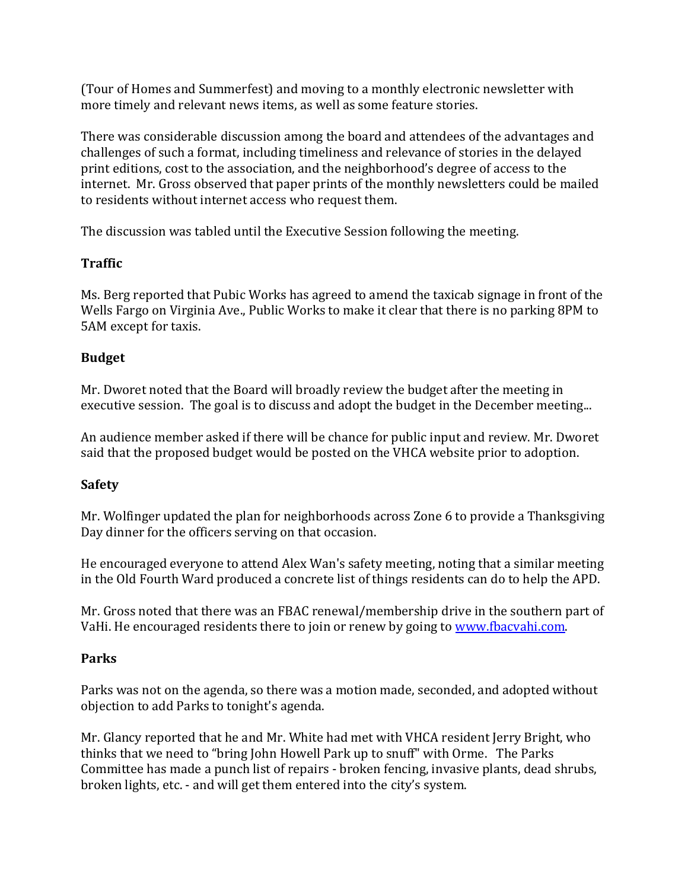(Tour of Homes and Summerfest) and moving to a monthly electronic newsletter with more timely and relevant news items, as well as some feature stories.

There was considerable discussion among the board and attendees of the advantages and challenges of such a format, including timeliness and relevance of stories in the delayed print editions, cost to the association, and the neighborhood's degree of access to the internet. Mr. Gross observed that paper prints of the monthly newsletters could be mailed to residents without internet access who request them.

The discussion was tabled until the Executive Session following the meeting.

**Traffic**

Ms. Berg reported that Pubic Works has agreed to amend the taxicab signage in front of the Wells Fargo on Virginia Ave., Public Works to make it clear that there is no parking 8PM to 5AM except for taxis.

**Budget**

Mr. Dworet noted that the Board will broadly review the budget after the meeting in executive session. The goal is to discuss and adopt the budget in the December meeting...

An audience member asked if there will be chance for public input and review. Mr. Dworet said that the proposed budget would be posted on the VHCA website prior to adoption.

**Safety**

Mr. Wolfinger updated the plan for neighborhoods across Zone 6 to provide a Thanksgiving Day dinner for the officers serving on that occasion.

He encouraged everyone to attend Alex Wan's safety meeting, noting that a similar meeting in the Old Fourth Ward produced a concrete list of things residents can do to help the APD.

Mr. Gross noted that there was an FBAC renewal/membership drive in the southern part of VaHi. He encouraged residents there to join or renew by going to [www.fbacvahi.com](http://www.fbacvahi.com).

**Parks**

Parks was not on the agenda, so there was a motion made, seconded, and adopted without objection to add Parks to tonight's agenda.

Mr. Glancy reported that he and Mr. White had met with VHCA resident Jerry Bright, who thinks that we need to "bring John Howell Park up to snuff" with Orme. The Parks Committee has made a punch list of repairs - broken fencing, invasive plants, dead shrubs, broken lights, etc. - and will get them entered into the city's system.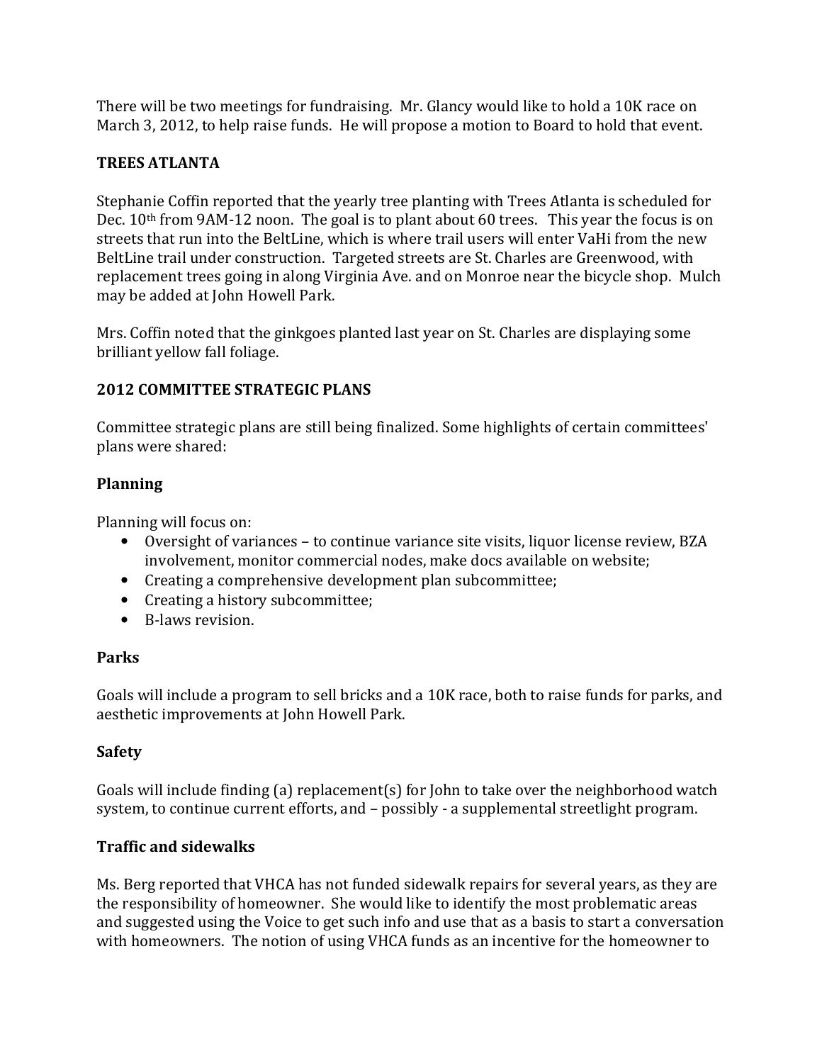There will be two meetings for fundraising. Mr. Glancy would like to hold a 10K race on March 3, 2012, to help raise funds. He will propose a motion to Board to hold that event.

## TREES ATLANTA

Stephanie Coffin reported that the yearly tree planting with Trees Atlanta is scheduled for Dec. 10th from 9AM-12 noon. The goal is to plant about 60 trees. This year the focus is on streets that run into the BeltLine, which is where trail users will enter VaHi from the new BeltLine trail under construction. Targeted streets are St. Charles are Greenwood, with replacement trees going in along Virginia Ave. and on Monroe near the bicycle shop. Mulch may be added at John Howell Park.

Mrs. Coffin noted that the ginkgoes planted last year on St. Charles are displaying some brilliant yellow fall foliage.

## 2012 COMMITTEE STRATEGIC PLANS

Committee strategic plans are still being finalized. Some highlights of certain committees' plans were shared:

### Planning

Planning will focus on:

- Oversight of variances – to continue variance site visits, liquor license review, BZA involvement, monitor commercial nodes, make docs available on website;
- Creating a comprehensive development plan subcommittee;
- Creating a history subcommittee;
- B-laws revision.

### Parks

Goals will include a program to sell bricks and a 10K race, both to raise funds for parks, and aesthetic improvements at John Howell Park.

### Safety

Goals will include finding (a) replacement(s) for John to take over the neighborhood watch system, to continue current efforts, and – possibly - a supplemental streetlight program.

### Traffic and sidewalks

Ms. Berg reported that VHCA has not funded sidewalk repairs for several years, as they are the responsibility of homeowner. She would like to identify the most problematic areas and suggested using the Voice to get such info and use that as a basis to start a conversation with homeowners. The notion of using VHCA funds as an incentive for the homeowner to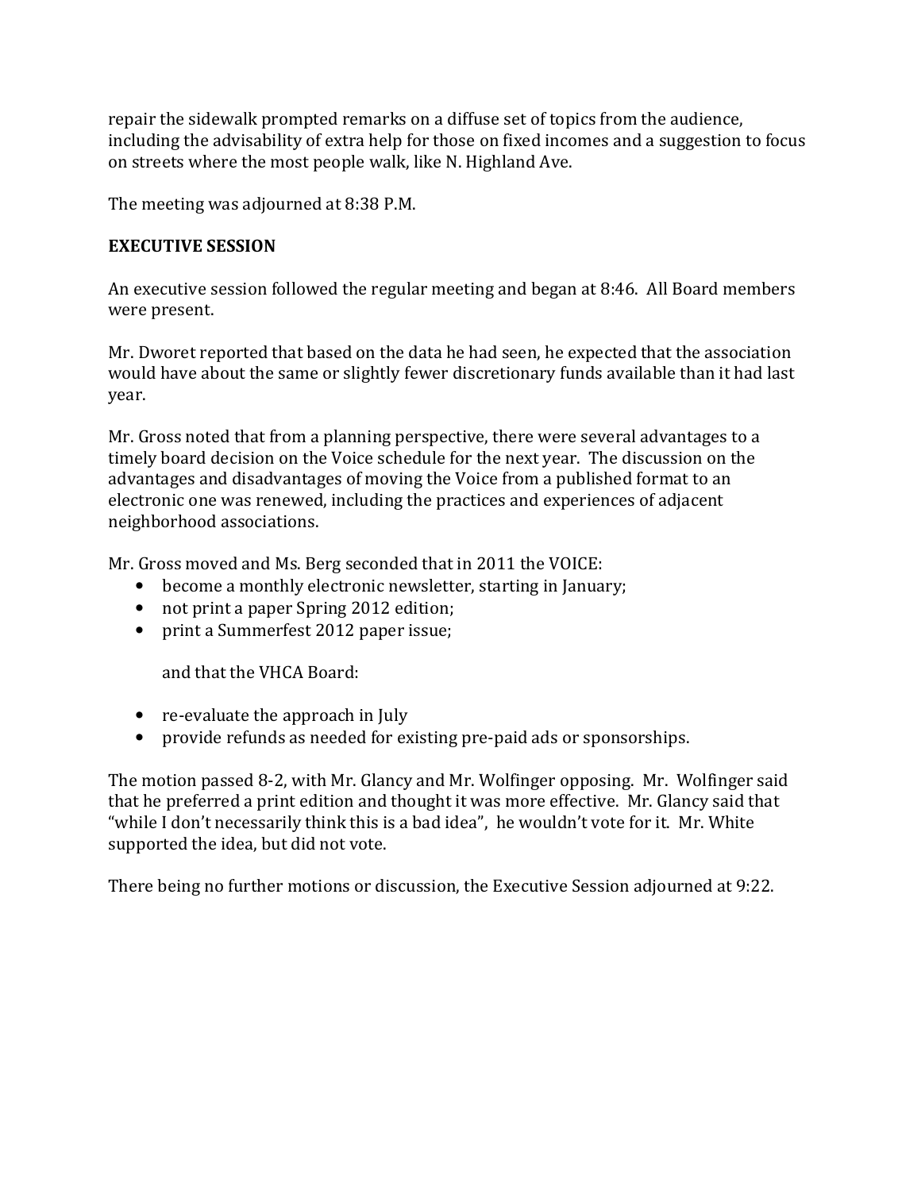repair the sidewalk prompted remarks on a diffuse set of topics from the audience, including the advisability of extra help for those on fixed incomes and a suggestion to focus on streets where the most people walk, like N. Highland Ave.

The meeting was adjourned at 8:38 P.M.

**EXECUTIVE SESSION**

An executive session followed the regular meeting and began at 8:46. All Board members were present.

Mr. Dworet reported that based on the data he had seen, he expected that the association would have about the same or slightly fewer discretionary funds available than it had last year.

Mr. Gross noted that from a planning perspective, there were several advantages to a timely board decision on the Voice schedule for the next year. The discussion on the advantages and disadvantages of moving the Voice from a published format to an electronic one was renewed, including the practices and experiences of adjacent neighborhood associations.

Mr. Gross moved and Ms. Berg seconded that in 2011 the VOICE:

- become a monthly electronic newsletter, starting in January;
- not print a paper Spring 2012 edition;
- print a Summerfest 2012 paper issue;

and that the VHCA Board:

- re-evaluate the approach in July
- provide refunds as needed for existing pre-paid ads or sponsorships.

The motion passed 8-2, with Mr. Glancy and Mr. Wolfinger opposing. Mr. Wolfinger said that he preferred a print edition and thought it was more effective. Mr. Glancy said that "while I don't necessarily think this is a bad idea", he wouldn't vote for it. Mr. White supported the idea, but did not vote.

There being no further motions or discussion, the Executive Session adjourned at 9:22.